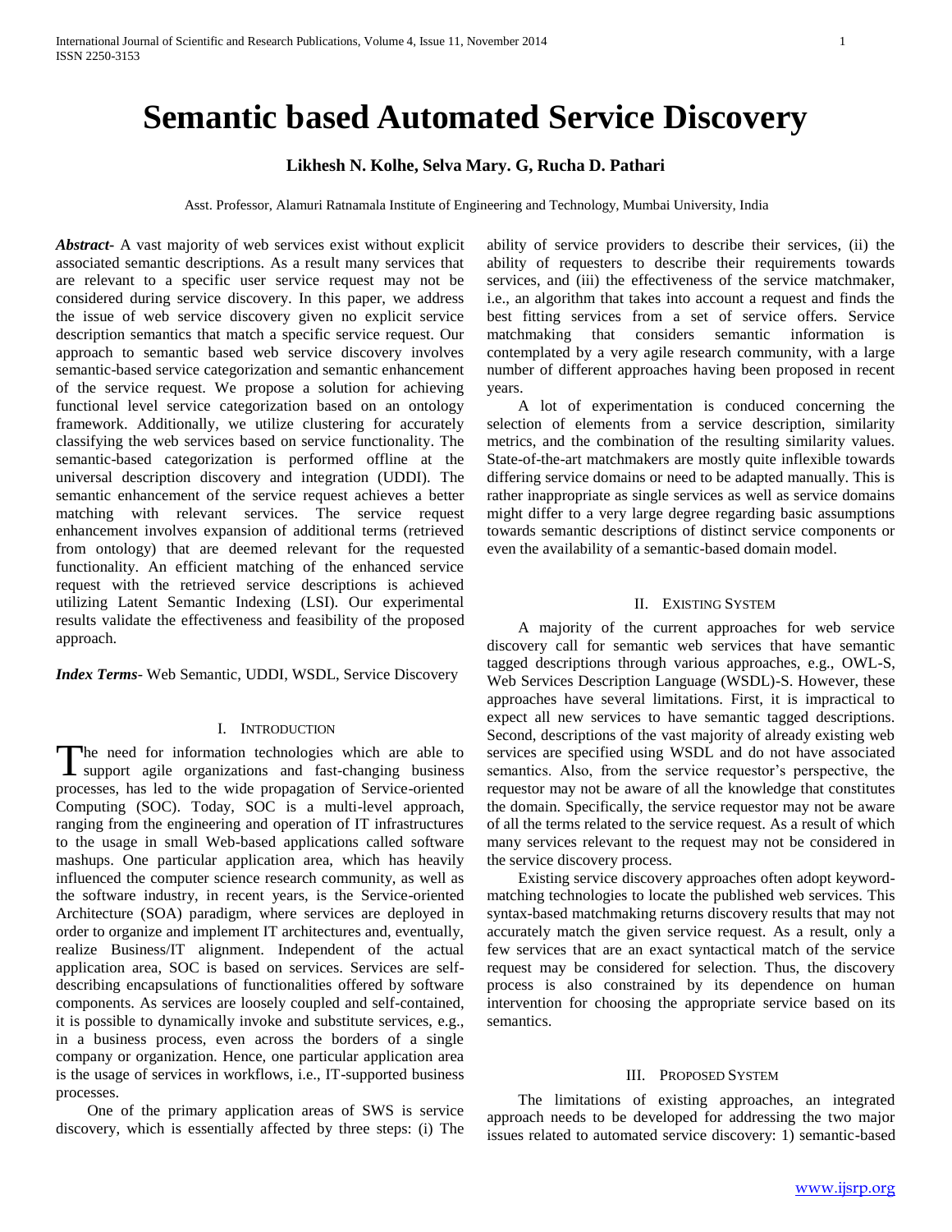# Semantic based Automated Service Discovery

**Likhesh N. Kolhe, Selva Mary. G, Rucha D. Pathari**

Asst. Professor, Alamuri Ratnamala Institute of Engineering and Technology, Mumbai University, India

***Abstract***- A vast majority of web services exist without explicit associated semantic descriptions. As a result many services that are relevant to a specific user service request may not be considered during service discovery. In this paper, we address the issue of web service discovery given no explicit service description semantics that match a specific service request. Our approach to semantic based web service discovery involves semantic-based service categorization and semantic enhancement of the service request. We propose a solution for achieving functional level service categorization based on an ontology framework. Additionally, we utilize clustering for accurately classifying the web services based on service functionality. The semantic-based categorization is performed offline at the universal description discovery and integration (UDDI). The semantic enhancement of the service request achieves a better matching with relevant services. The service request enhancement involves expansion of additional terms (retrieved from ontology) that are deemed relevant for the requested functionality. An efficient matching of the enhanced service request with the retrieved service descriptions is achieved utilizing Latent Semantic Indexing (LSI). Our experimental results validate the effectiveness and feasibility of the proposed approach.

***Index Terms***- Web Semantic, UDDI, WSDL, Service Discovery

## I. Introduction

The need for information technologies which are able to support agile organizations and fast-changing business processes, has led to the wide propagation of Service-oriented Computing (SOC). Today, SOC is a multi-level approach, ranging from the engineering and operation of IT infrastructures to the usage in small Web-based applications called software mashups. One particular application area, which has heavily influenced the computer science research community, as well as the software industry, in recent years, is the Service-oriented Architecture (SOA) paradigm, where services are deployed in order to organize and implement IT architectures and, eventually, realize Business/IT alignment. Independent of the actual application area, SOC is based on services. Services are self-describing encapsulations of functionalities offered by software components. As services are loosely coupled and self-contained, it is possible to dynamically invoke and substitute services, e.g., in a business process, even across the borders of a single company or organization. Hence, one particular application area is the usage of services in workflows, i.e., IT-supported business processes.

One of the primary application areas of SWS is service discovery, which is essentially affected by three steps: (i) The ability of service providers to describe their services, (ii) the ability of requesters to describe their requirements towards services, and (iii) the effectiveness of the service matchmaker, i.e., an algorithm that takes into account a request and finds the best fitting services from a set of service offers. Service matchmaking that considers semantic information is contemplated by a very agile research community, with a large number of different approaches having been proposed in recent years.

A lot of experimentation is conduced concerning the selection of elements from a service description, similarity metrics, and the combination of the resulting similarity values. State-of-the-art matchmakers are mostly quite inflexible towards differing service domains or need to be adapted manually. This is rather inappropriate as single services as well as service domains might differ to a very large degree regarding basic assumptions towards semantic descriptions of distinct service components or even the availability of a semantic-based domain model.

## II. Existing System

A majority of the current approaches for web service discovery call for semantic web services that have semantic tagged descriptions through various approaches, e.g., OWL-S, Web Services Description Language (WSDL)-S. However, these approaches have several limitations. First, it is impractical to expect all new services to have semantic tagged descriptions. Second, descriptions of the vast majority of already existing web services are specified using WSDL and do not have associated semantics. Also, from the service requestor's perspective, the requestor may not be aware of all the knowledge that constitutes the domain. Specifically, the service requestor may not be aware of all the terms related to the service request. As a result of which many services relevant to the request may not be considered in the service discovery process.

Existing service discovery approaches often adopt keyword-matching technologies to locate the published web services. This syntax-based matchmaking returns discovery results that may not accurately match the given service request. As a result, only a few services that are an exact syntactical match of the service request may be considered for selection. Thus, the discovery process is also constrained by its dependence on human intervention for choosing the appropriate service based on its semantics.

## III. Proposed System

The limitations of existing approaches, an integrated approach needs to be developed for addressing the two major issues related to automated service discovery: 1) semantic-based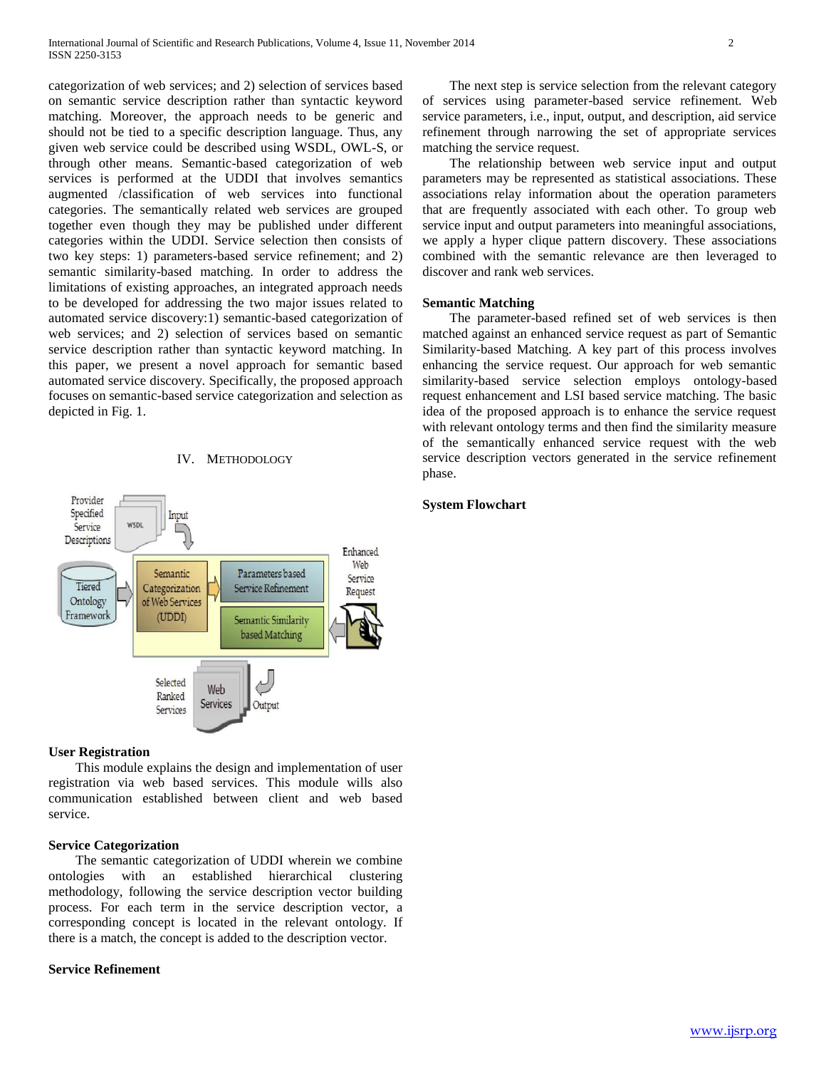categorization of web services; and 2) selection of services based on semantic service description rather than syntactic keyword matching. Moreover, the approach needs to be generic and should not be tied to a specific description language. Thus, any given web service could be described using WSDL, OWL-S, or through other means. Semantic-based categorization of web services is performed at the UDDI that involves semantics augmented /classification of web services into functional categories. The semantically related web services are grouped together even though they may be published under different categories within the UDDI. Service selection then consists of two key steps: 1) parameters-based service refinement; and 2) semantic similarity-based matching. In order to address the limitations of existing approaches, an integrated approach needs to be developed for addressing the two major issues related to automated service discovery:1) semantic-based categorization of web services; and 2) selection of services based on semantic service description rather than syntactic keyword matching. In this paper, we present a novel approach for semantic based automated service discovery. Specifically, the proposed approach focuses on semantic-based service categorization and selection as depicted in Fig. 1.

## IV. Methodology

**User Registration**

This module explains the design and implementation of user registration via web based services. This module wills also communication established between client and web based service.

**Service Categorization**

The semantic categorization of UDDI wherein we combine ontologies with an established hierarchical clustering methodology, following the service description vector building process. For each term in the service description vector, a corresponding concept is located in the relevant ontology. If there is a match, the concept is added to the description vector.

**Service Refinement**

The next step is service selection from the relevant category of services using parameter-based service refinement. Web service parameters, i.e., input, output, and description, aid service refinement through narrowing the set of appropriate services matching the service request.

The relationship between web service input and output parameters may be represented as statistical associations. These associations relay information about the operation parameters that are frequently associated with each other. To group web service input and output parameters into meaningful associations, we apply a hyper clique pattern discovery. These associations combined with the semantic relevance are then leveraged to discover and rank web services.

**Semantic Matching**

The parameter-based refined set of web services is then matched against an enhanced service request as part of Semantic Similarity-based Matching. A key part of this process involves enhancing the service request. Our approach for web semantic similarity-based service selection employs ontology-based request enhancement and LSI based service matching. The basic idea of the proposed approach is to enhance the service request with relevant ontology terms and then find the similarity measure of the semantically enhanced service request with the web service description vectors generated in the service refinement phase.

**System Flowchart**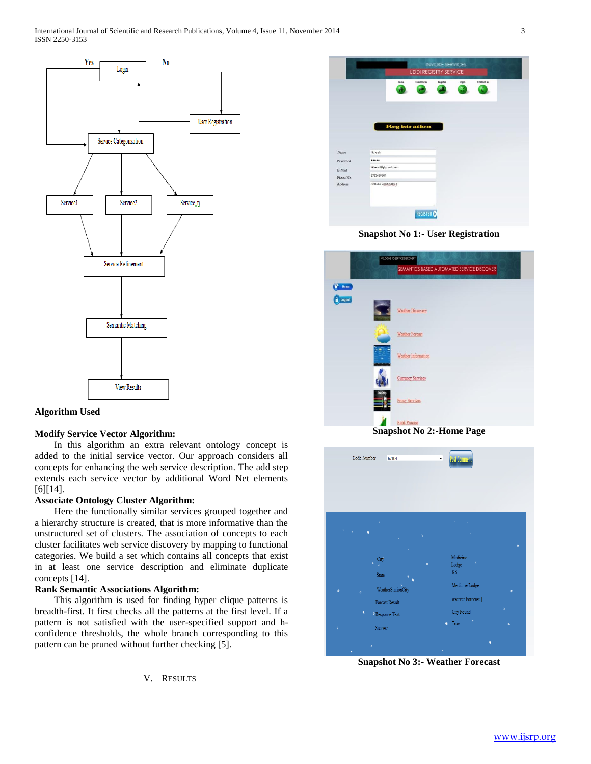## Algorithm Used

### Modify Service Vector Algorithm:

In this algorithm an extra relevant ontology concept is added to the initial service vector. Our approach considers all concepts for enhancing the web service description. The add step extends each service vector by additional Word Net elements [6][14].

### Associate Ontology Cluster Algorithm:

Here the functionally similar services grouped together and a hierarchy structure is created, that is more informative than the unstructured set of clusters. The association of concepts to each cluster facilitates web service discovery by mapping to functional categories. We build a set which contains all concepts that exist in at least one service description and eliminate duplicate concepts [14].

### Rank Semantic Associations Algorithm:

This algorithm is used for finding hyper clique patterns is breadth-first. It first checks all the patterns at the first level. If a pattern is not satisfied with the user-specified support and h-confidence thresholds, the whole branch corresponding to this pattern can be pruned without further checking [5].

## V. RESULTS

**Snapshot No 1:- User Registration**

**Snapshot No 2:-Home Page**

**Snapshot No 3:- Weather Forecast**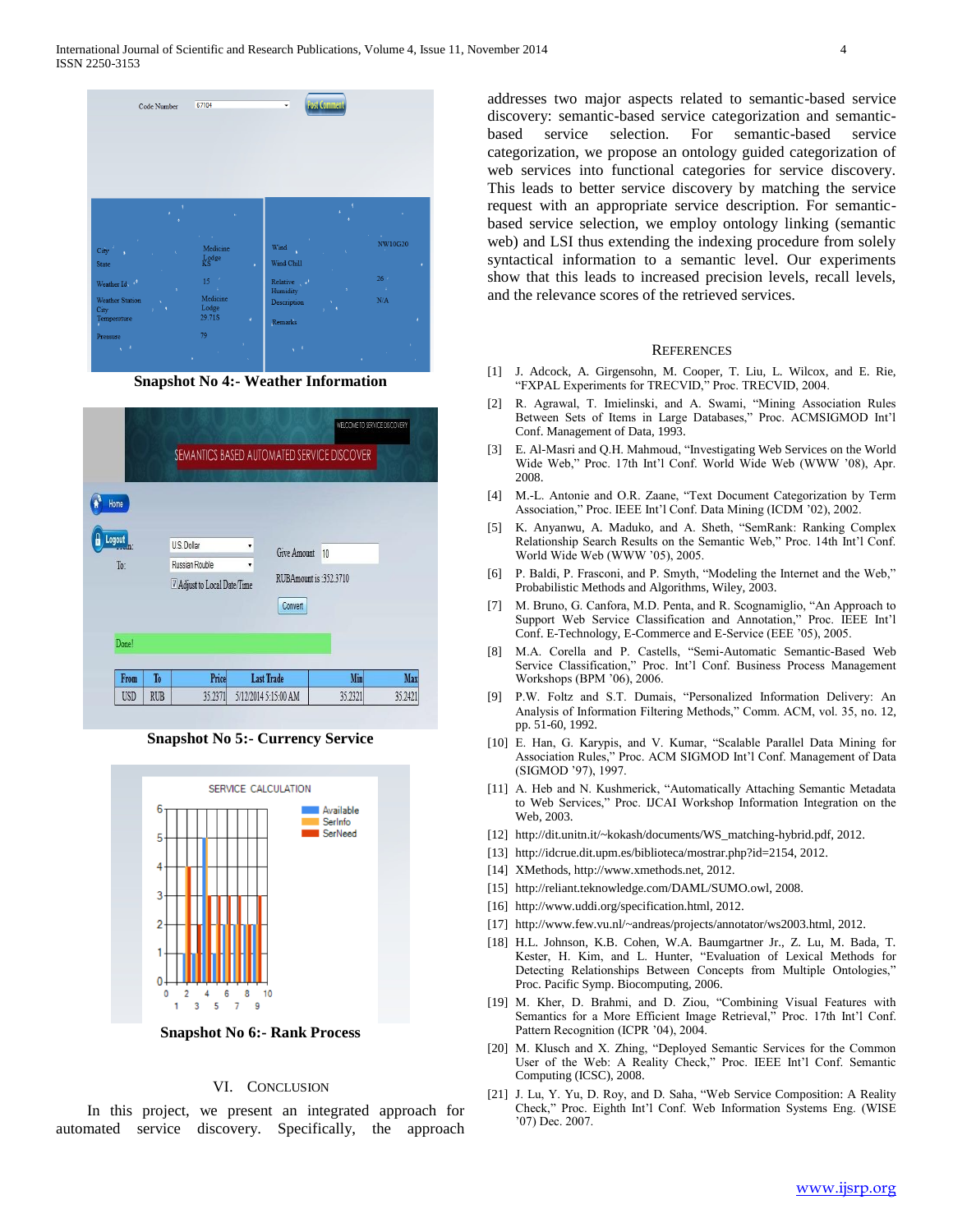Snapshot No 4:- Weather Information

Snapshot No 5:- Currency Service

Snapshot No 6:- Rank Process

## VI. Conclusion

In this project, we present an integrated approach for automated service discovery. Specifically, the approach addresses two major aspects related to semantic-based service discovery: semantic-based service categorization and semantic-based service selection. For semantic-based service categorization, we propose an ontology guided categorization of web services into functional categories for service discovery. This leads to better service discovery by matching the service request with an appropriate service description. For semantic-based service selection, we employ ontology linking (semantic web) and LSI thus extending the indexing procedure from solely syntactical information to a semantic level. Our experiments show that this leads to increased precision levels, recall levels, and the relevance scores of the retrieved services.

## References

[1] J. Adcock, A. Girgensohn, M. Cooper, T. Liu, L. Wilcox, and E. Rie, "FXPAL Experiments for TRECVID," Proc. TRECVID, 2004.

[2] R. Agrawal, T. Imielinski, and A. Swami, "Mining Association Rules Between Sets of Items in Large Databases," Proc. ACMSIGMOD Int'l Conf. Management of Data, 1993.

[3] E. Al-Masri and Q.H. Mahmoud, "Investigating Web Services on the World Wide Web," Proc. 17th Int'l Conf. World Wide Web (WWW '08), Apr. 2008.

[4] M.-L. Antonie and O.R. Zaane, "Text Document Categorization by Term Association," Proc. IEEE Int'l Conf. Data Mining (ICDM '02), 2002.

[5] K. Anyanwu, A. Maduko, and A. Sheth, "SemRank: Ranking Complex Relationship Search Results on the Semantic Web," Proc. 14th Int'l Conf. World Wide Web (WWW '05), 2005.

[6] P. Baldi, P. Frasconi, and P. Smyth, "Modeling the Internet and the Web," Probabilistic Methods and Algorithms, Wiley, 2003.

[7] M. Bruno, G. Canfora, M.D. Penta, and R. Scognamiglio, "An Approach to Support Web Service Classification and Annotation," Proc. IEEE Int'l Conf. E-Technology, E-Commerce and E-Service (EEE '05), 2005.

[8] M.A. Corella and P. Castells, "Semi-Automatic Semantic-Based Web Service Classification," Proc. Int'l Conf. Business Process Management Workshops (BPM '06), 2006.

[9] P.W. Foltz and S.T. Dumais, "Personalized Information Delivery: An Analysis of Information Filtering Methods," Comm. ACM, vol. 35, no. 12, pp. 51-60, 1992.

[10] E. Han, G. Karypis, and V. Kumar, "Scalable Parallel Data Mining for Association Rules," Proc. ACM SIGMOD Int'l Conf. Management of Data (SIGMOD '97), 1997.

[11] A. Heb and N. Kushmerick, "Automatically Attaching Semantic Metadata to Web Services," Proc. IJCAI Workshop Information Integration on the Web, 2003.

[12] http://dit.unitn.it/~kokash/documents/WS_matching-hybrid.pdf, 2012.

[13] http://idcrue.dit.upm.es/biblioteca/mostrar.php?id=2154, 2012.

[14] XMethods, http://www.xmethods.net, 2012.

[15] http://reliant.teknowledge.com/DAML/SUMO.owl, 2008.

[16] http://www.uddi.org/specification.html, 2012.

[17] http://www.few.vu.nl/~andreas/projects/annotator/ws2003.html, 2012.

[18] H.L. Johnson, K.B. Cohen, W.A. Baumgartner Jr., Z. Lu, M. Bada, T. Kester, H. Kim, and L. Hunter, "Evaluation of Lexical Methods for Detecting Relationships Between Concepts from Multiple Ontologies," Proc. Pacific Symp. Biocomputing, 2006.

[19] M. Kher, D. Brahmi, and D. Ziou, "Combining Visual Features with Semantics for a More Efficient Image Retrieval," Proc. 17th Int'l Conf. Pattern Recognition (ICPR '04), 2004.

[20] M. Klusch and X. Zhing, "Deployed Semantic Services for the Common User of the Web: A Reality Check," Proc. IEEE Int'l Conf. Semantic Computing (ICSC), 2008.

[21] J. Lu, Y. Yu, D. Roy, and D. Saha, "Web Service Composition: A Reality Check," Proc. Eighth Int'l Conf. Web Information Systems Eng. (WISE '07) Dec. 2007.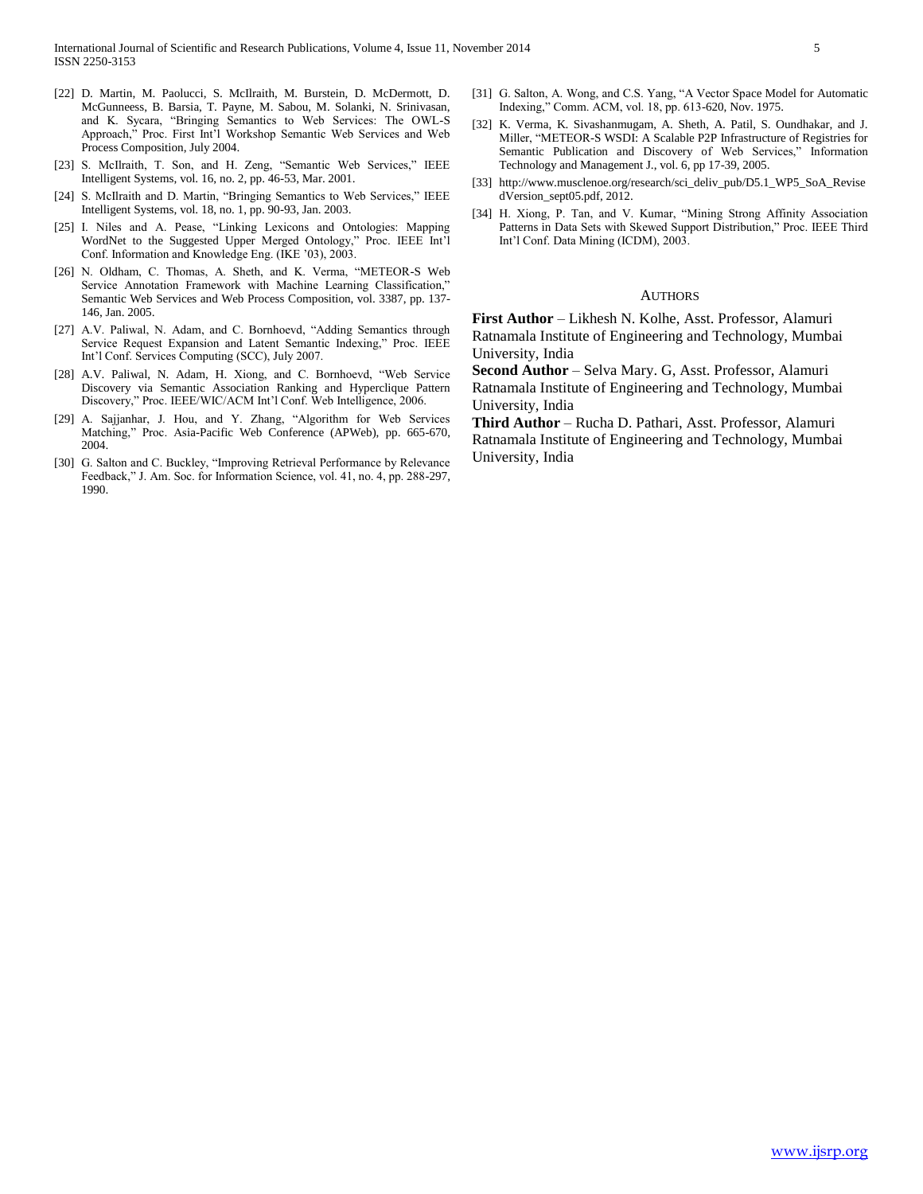[22] D. Martin, M. Paolucci, S. McIlraith, M. Burstein, D. McDermott, D. McGunneess, B. Barsia, T. Payne, M. Sabou, M. Solanki, N. Srinivasan, and K. Sycara, "Bringing Semantics to Web Services: The OWL-S Approach," Proc. First Int'l Workshop Semantic Web Services and Web Process Composition, July 2004.

[23] S. McIlraith, T. Son, and H. Zeng, "Semantic Web Services," IEEE Intelligent Systems, vol. 16, no. 2, pp. 46-53, Mar. 2001.

[24] S. McIlraith and D. Martin, "Bringing Semantics to Web Services," IEEE Intelligent Systems, vol. 18, no. 1, pp. 90-93, Jan. 2003.

[25] I. Niles and A. Pease, "Linking Lexicons and Ontologies: Mapping WordNet to the Suggested Upper Merged Ontology," Proc. IEEE Int'l Conf. Information and Knowledge Eng. (IKE '03), 2003.

[26] N. Oldham, C. Thomas, A. Sheth, and K. Verma, "METEOR-S Web Service Annotation Framework with Machine Learning Classification," Semantic Web Services and Web Process Composition, vol. 3387, pp. 137-146, Jan. 2005.

[27] A.V. Paliwal, N. Adam, and C. Bornhoevd, "Adding Semantics through Service Request Expansion and Latent Semantic Indexing," Proc. IEEE Int'l Conf. Services Computing (SCC), July 2007.

[28] A.V. Paliwal, N. Adam, H. Xiong, and C. Bornhoevd, "Web Service Discovery via Semantic Association Ranking and Hyperclique Pattern Discovery," Proc. IEEE/WIC/ACM Int'l Conf. Web Intelligence, 2006.

[29] A. Sajjanhar, J. Hou, and Y. Zhang, "Algorithm for Web Services Matching," Proc. Asia-Pacific Web Conference (APWeb), pp. 665-670, 2004.

[30] G. Salton and C. Buckley, "Improving Retrieval Performance by Relevance Feedback," J. Am. Soc. for Information Science, vol. 41, no. 4, pp. 288-297, 1990.

[31] G. Salton, A. Wong, and C.S. Yang, "A Vector Space Model for Automatic Indexing," Comm. ACM, vol. 18, pp. 613-620, Nov. 1975.

[32] K. Verma, K. Sivashanmugam, A. Sheth, A. Patil, S. Oundhakar, and J. Miller, "METEOR-S WSDI: A Scalable P2P Infrastructure of Registries for Semantic Publication and Discovery of Web Services," Information Technology and Management J., vol. 6, pp 17-39, 2005.

[33] http://www.musclenoe.org/research/sci_deliv_pub/D5.1_WP5_SoA_RevisedVersion_sept05.pdf, 2012.

[34] H. Xiong, P. Tan, and V. Kumar, "Mining Strong Affinity Association Patterns in Data Sets with Skewed Support Distribution," Proc. IEEE Third Int'l Conf. Data Mining (ICDM), 2003.

## AUTHORS

**First Author** – Likhesh N. Kolhe, Asst. Professor, Alamuri Ratnamala Institute of Engineering and Technology, Mumbai University, India

**Second Author** – Selva Mary. G, Asst. Professor, Alamuri Ratnamala Institute of Engineering and Technology, Mumbai University, India

**Third Author** – Rucha D. Pathari, Asst. Professor, Alamuri Ratnamala Institute of Engineering and Technology, Mumbai University, India